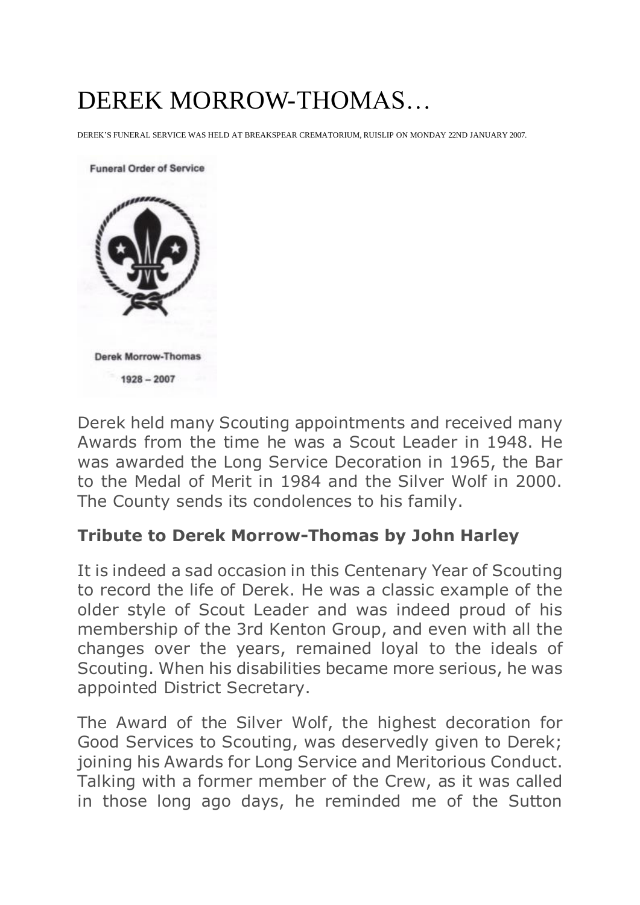# DEREK MORROW-THOMAS…

DEREK'S FUNERAL SERVICE WAS HELD AT BREAKSPEAR CREMATORIUM, RUISLIP ON MONDAY 22ND JANUARY 2007.

Funeral Order of Service

Derek Morrow-Thomas

1928 – 2007

Derek held many Scouting appointments and received many Awards from the time he was a Scout Leader in 1948. He was awarded the Long Service Decoration in 1965, the Bar to the Medal of Merit in 1984 and the Silver Wolf in 2000. The County sends its condolences to his family.

**Tribute to Derek Morrow-Thomas by John Harley**

It is indeed a sad occasion in this Centenary Year of Scouting to record the life of Derek. He was a classic example of the older style of Scout Leader and was indeed proud of his membership of the 3rd Kenton Group, and even with all the changes over the years, remained loyal to the ideals of Scouting. When his disabilities became more serious, he was appointed District Secretary.

The Award of the Silver Wolf, the highest decoration for Good Services to Scouting, was deservedly given to Derek; joining his Awards for Long Service and Meritorious Conduct. Talking with a former member of the Crew, as it was called in those long ago days, he reminded me of the Sutton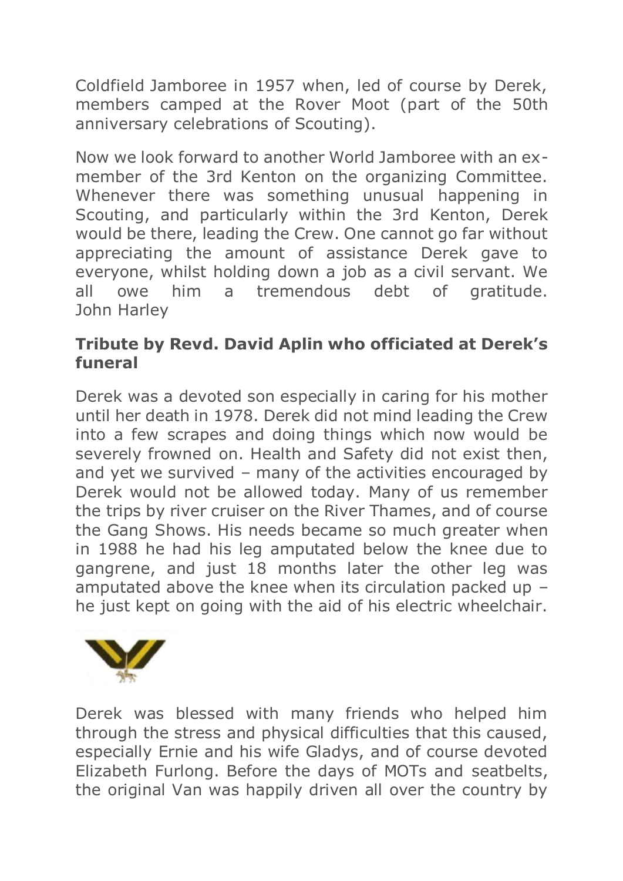Coldfield Jamboree in 1957 when, led of course by Derek, members camped at the Rover Moot (part of the 50th anniversary celebrations of Scouting).

Now we look forward to another World Jamboree with an ex-member of the 3rd Kenton on the organizing Committee. Whenever there was something unusual happening in Scouting, and particularly within the 3rd Kenton, Derek would be there, leading the Crew. One cannot go far without appreciating the amount of assistance Derek gave to everyone, whilst holding down a job as a civil servant. We all owe him a tremendous debt of gratitude.
John Harley

**Tribute by Revd. David Aplin who officiated at Derek's funeral**

Derek was a devoted son especially in caring for his mother until her death in 1978. Derek did not mind leading the Crew into a few scrapes and doing things which now would be severely frowned on. Health and Safety did not exist then, and yet we survived – many of the activities encouraged by Derek would not be allowed today. Many of us remember the trips by river cruiser on the River Thames, and of course the Gang Shows. His needs became so much greater when in 1988 he had his leg amputated below the knee due to gangrene, and just 18 months later the other leg was amputated above the knee when its circulation packed up – he just kept on going with the aid of his electric wheelchair.

Derek was blessed with many friends who helped him through the stress and physical difficulties that this caused, especially Ernie and his wife Gladys, and of course devoted Elizabeth Furlong. Before the days of MOTs and seatbelts, the original Van was happily driven all over the country by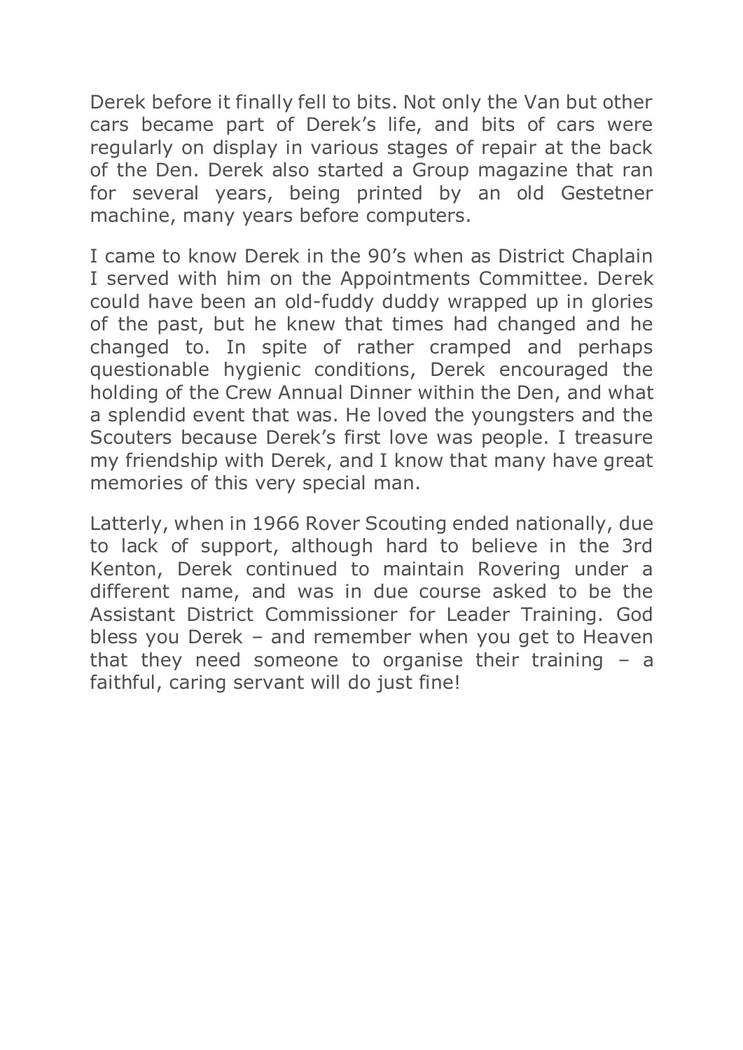Derek before it finally fell to bits. Not only the Van but other cars became part of Derek's life, and bits of cars were regularly on display in various stages of repair at the back of the Den. Derek also started a Group magazine that ran for several years, being printed by an old Gestetner machine, many years before computers.

I came to know Derek in the 90's when as District Chaplain I served with him on the Appointments Committee. Derek could have been an old-fuddy duddy wrapped up in glories of the past, but he knew that times had changed and he changed to. In spite of rather cramped and perhaps questionable hygienic conditions, Derek encouraged the holding of the Crew Annual Dinner within the Den, and what a splendid event that was. He loved the youngsters and the Scouters because Derek's first love was people. I treasure my friendship with Derek, and I know that many have great memories of this very special man.

Latterly, when in 1966 Rover Scouting ended nationally, due to lack of support, although hard to believe in the 3rd Kenton, Derek continued to maintain Rovering under a different name, and was in due course asked to be the Assistant District Commissioner for Leader Training. God bless you Derek – and remember when you get to Heaven that they need someone to organise their training – a faithful, caring servant will do just fine!